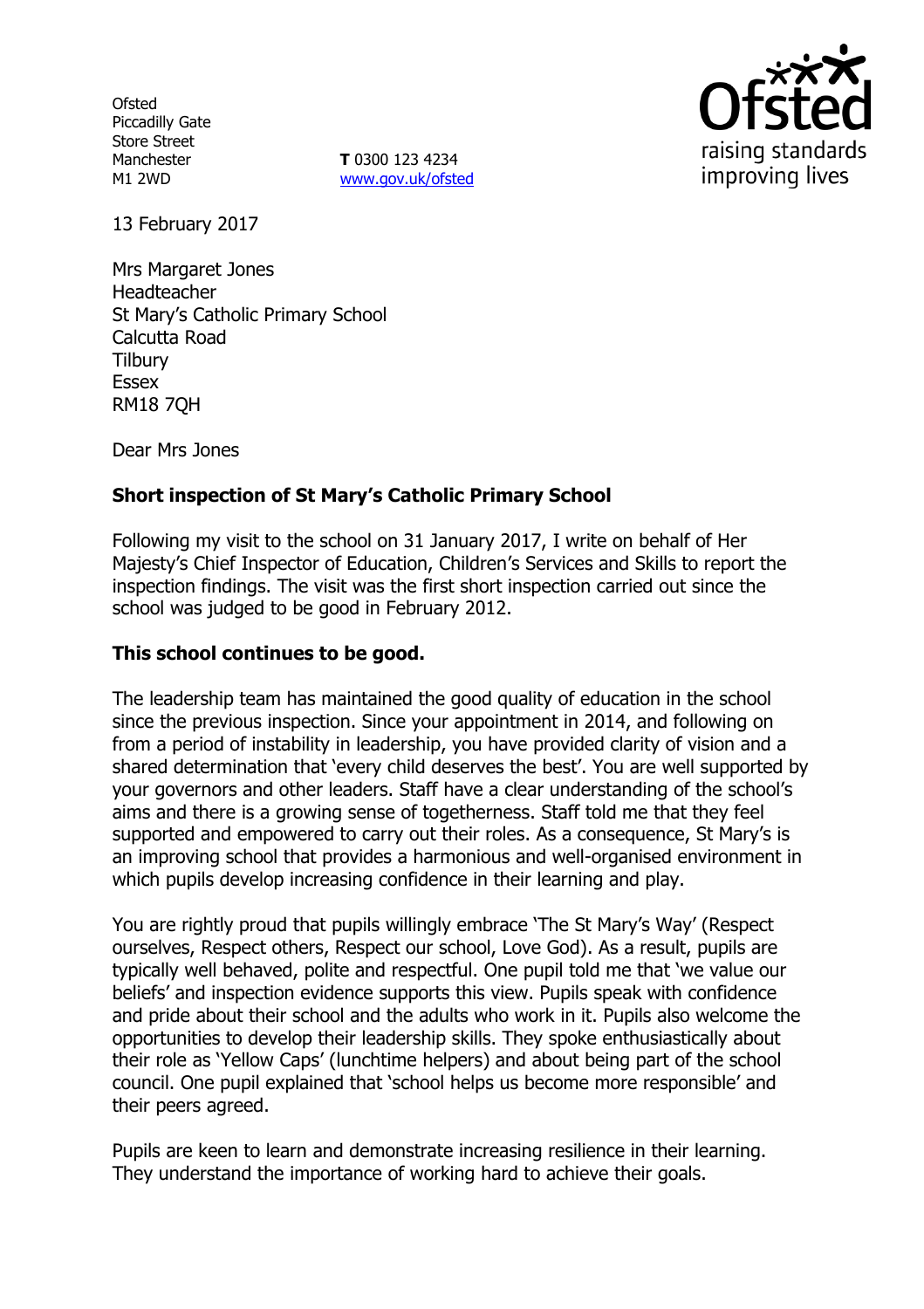Ofsted
Piccadilly Gate
Store Street
Manchester
M1 2WD

**T** 0300 123 4234
www.gov.uk/ofsted

13 February 2017

Mrs Margaret Jones
Headteacher
St Mary's Catholic Primary School
Calcutta Road
Tilbury
Essex
RM18 7QH

Dear Mrs Jones

**Short inspection of St Mary's Catholic Primary School**

Following my visit to the school on 31 January 2017, I write on behalf of Her Majesty's Chief Inspector of Education, Children's Services and Skills to report the inspection findings. The visit was the first short inspection carried out since the school was judged to be good in February 2012.

**This school continues to be good.**

The leadership team has maintained the good quality of education in the school since the previous inspection. Since your appointment in 2014, and following on from a period of instability in leadership, you have provided clarity of vision and a shared determination that 'every child deserves the best'. You are well supported by your governors and other leaders. Staff have a clear understanding of the school's aims and there is a growing sense of togetherness. Staff told me that they feel supported and empowered to carry out their roles. As a consequence, St Mary's is an improving school that provides a harmonious and well-organised environment in which pupils develop increasing confidence in their learning and play.

You are rightly proud that pupils willingly embrace 'The St Mary's Way' (Respect ourselves, Respect others, Respect our school, Love God). As a result, pupils are typically well behaved, polite and respectful. One pupil told me that 'we value our beliefs' and inspection evidence supports this view. Pupils speak with confidence and pride about their school and the adults who work in it. Pupils also welcome the opportunities to develop their leadership skills. They spoke enthusiastically about their role as 'Yellow Caps' (lunchtime helpers) and about being part of the school council. One pupil explained that 'school helps us become more responsible' and their peers agreed.

Pupils are keen to learn and demonstrate increasing resilience in their learning. They understand the importance of working hard to achieve their goals.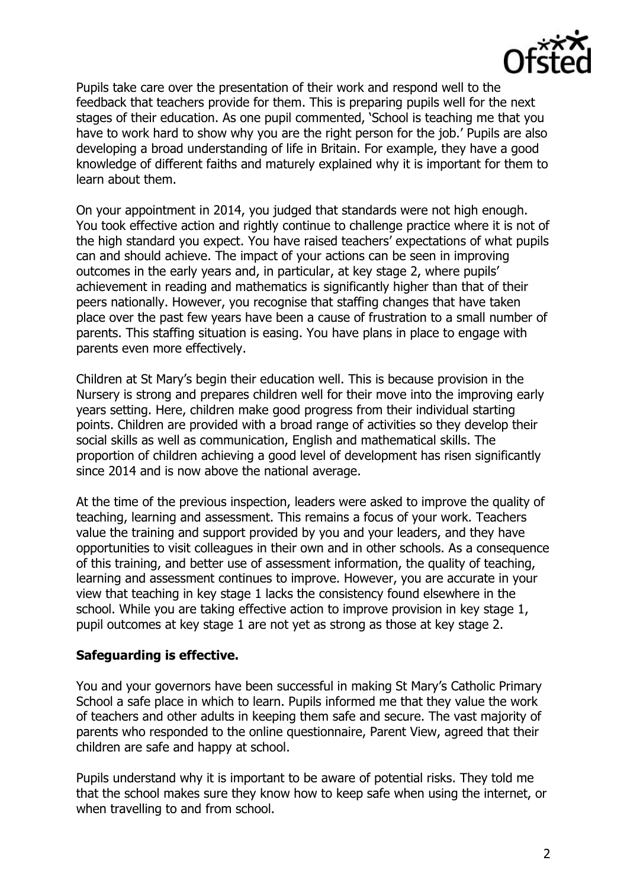Pupils take care over the presentation of their work and respond well to the feedback that teachers provide for them. This is preparing pupils well for the next stages of their education. As one pupil commented, 'School is teaching me that you have to work hard to show why you are the right person for the job.' Pupils are also developing a broad understanding of life in Britain. For example, they have a good knowledge of different faiths and maturely explained why it is important for them to learn about them.

On your appointment in 2014, you judged that standards were not high enough. You took effective action and rightly continue to challenge practice where it is not of the high standard you expect. You have raised teachers' expectations of what pupils can and should achieve. The impact of your actions can be seen in improving outcomes in the early years and, in particular, at key stage 2, where pupils' achievement in reading and mathematics is significantly higher than that of their peers nationally. However, you recognise that staffing changes that have taken place over the past few years have been a cause of frustration to a small number of parents. This staffing situation is easing. You have plans in place to engage with parents even more effectively.

Children at St Mary's begin their education well. This is because provision in the Nursery is strong and prepares children well for their move into the improving early years setting. Here, children make good progress from their individual starting points. Children are provided with a broad range of activities so they develop their social skills as well as communication, English and mathematical skills. The proportion of children achieving a good level of development has risen significantly since 2014 and is now above the national average.

At the time of the previous inspection, leaders were asked to improve the quality of teaching, learning and assessment. This remains a focus of your work. Teachers value the training and support provided by you and your leaders, and they have opportunities to visit colleagues in their own and in other schools. As a consequence of this training, and better use of assessment information, the quality of teaching, learning and assessment continues to improve. However, you are accurate in your view that teaching in key stage 1 lacks the consistency found elsewhere in the school. While you are taking effective action to improve provision in key stage 1, pupil outcomes at key stage 1 are not yet as strong as those at key stage 2.

**Safeguarding is effective.**

You and your governors have been successful in making St Mary's Catholic Primary School a safe place in which to learn. Pupils informed me that they value the work of teachers and other adults in keeping them safe and secure. The vast majority of parents who responded to the online questionnaire, Parent View, agreed that their children are safe and happy at school.

Pupils understand why it is important to be aware of potential risks. They told me that the school makes sure they know how to keep safe when using the internet, or when travelling to and from school.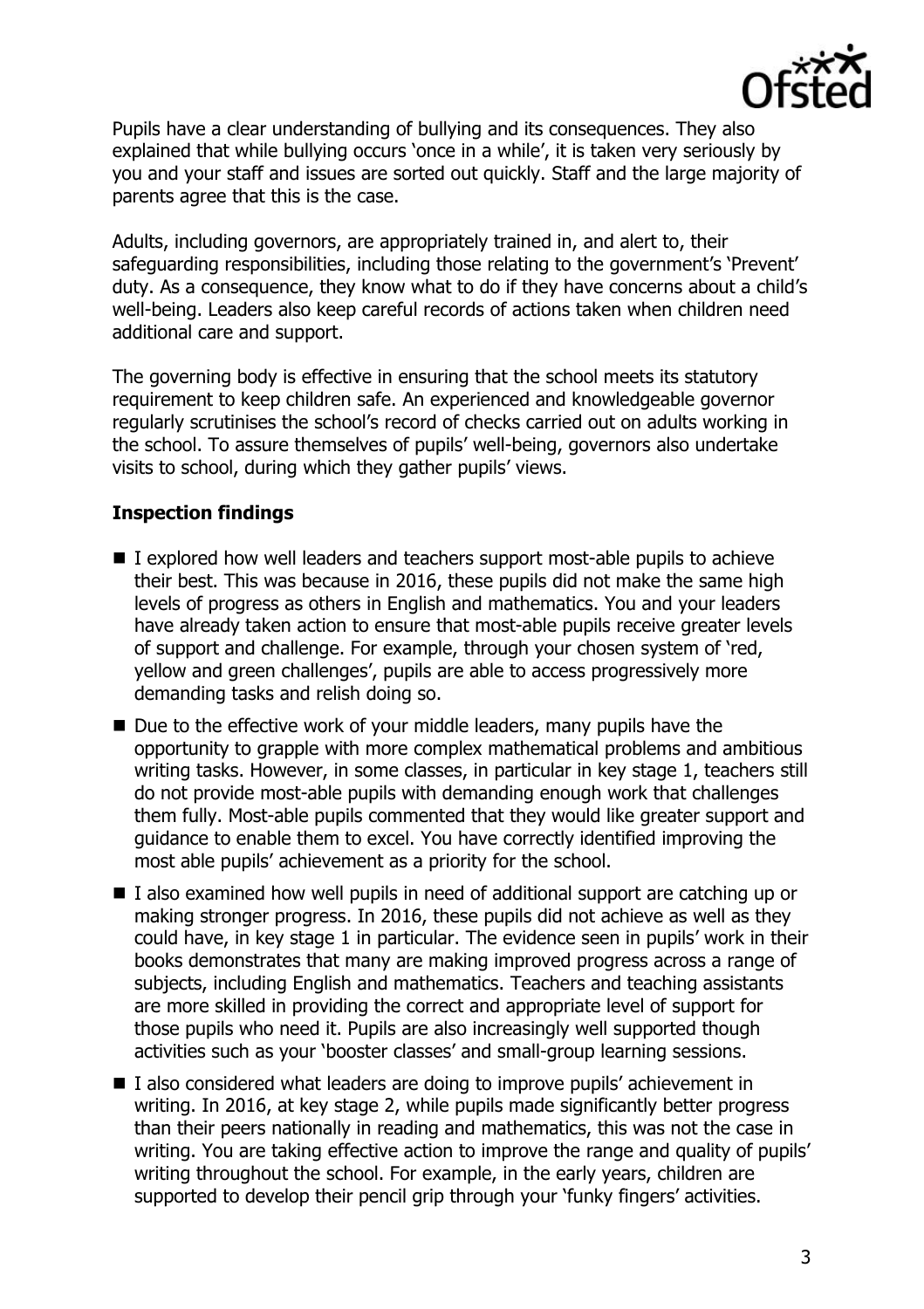Pupils have a clear understanding of bullying and its consequences. They also explained that while bullying occurs 'once in a while', it is taken very seriously by you and your staff and issues are sorted out quickly. Staff and the large majority of parents agree that this is the case.

Adults, including governors, are appropriately trained in, and alert to, their safeguarding responsibilities, including those relating to the government's 'Prevent' duty. As a consequence, they know what to do if they have concerns about a child's well-being. Leaders also keep careful records of actions taken when children need additional care and support.

The governing body is effective in ensuring that the school meets its statutory requirement to keep children safe. An experienced and knowledgeable governor regularly scrutinises the school's record of checks carried out on adults working in the school. To assure themselves of pupils' well-being, governors also undertake visits to school, during which they gather pupils' views.

## Inspection findings

- I explored how well leaders and teachers support most-able pupils to achieve their best. This was because in 2016, these pupils did not make the same high levels of progress as others in English and mathematics. You and your leaders have already taken action to ensure that most-able pupils receive greater levels of support and challenge. For example, through your chosen system of 'red, yellow and green challenges', pupils are able to access progressively more demanding tasks and relish doing so.
- Due to the effective work of your middle leaders, many pupils have the opportunity to grapple with more complex mathematical problems and ambitious writing tasks. However, in some classes, in particular in key stage 1, teachers still do not provide most-able pupils with demanding enough work that challenges them fully. Most-able pupils commented that they would like greater support and guidance to enable them to excel. You have correctly identified improving the most able pupils' achievement as a priority for the school.
- I also examined how well pupils in need of additional support are catching up or making stronger progress. In 2016, these pupils did not achieve as well as they could have, in key stage 1 in particular. The evidence seen in pupils' work in their books demonstrates that many are making improved progress across a range of subjects, including English and mathematics. Teachers and teaching assistants are more skilled in providing the correct and appropriate level of support for those pupils who need it. Pupils are also increasingly well supported though activities such as your 'booster classes' and small-group learning sessions.
- I also considered what leaders are doing to improve pupils' achievement in writing. In 2016, at key stage 2, while pupils made significantly better progress than their peers nationally in reading and mathematics, this was not the case in writing. You are taking effective action to improve the range and quality of pupils' writing throughout the school. For example, in the early years, children are supported to develop their pencil grip through your 'funky fingers' activities.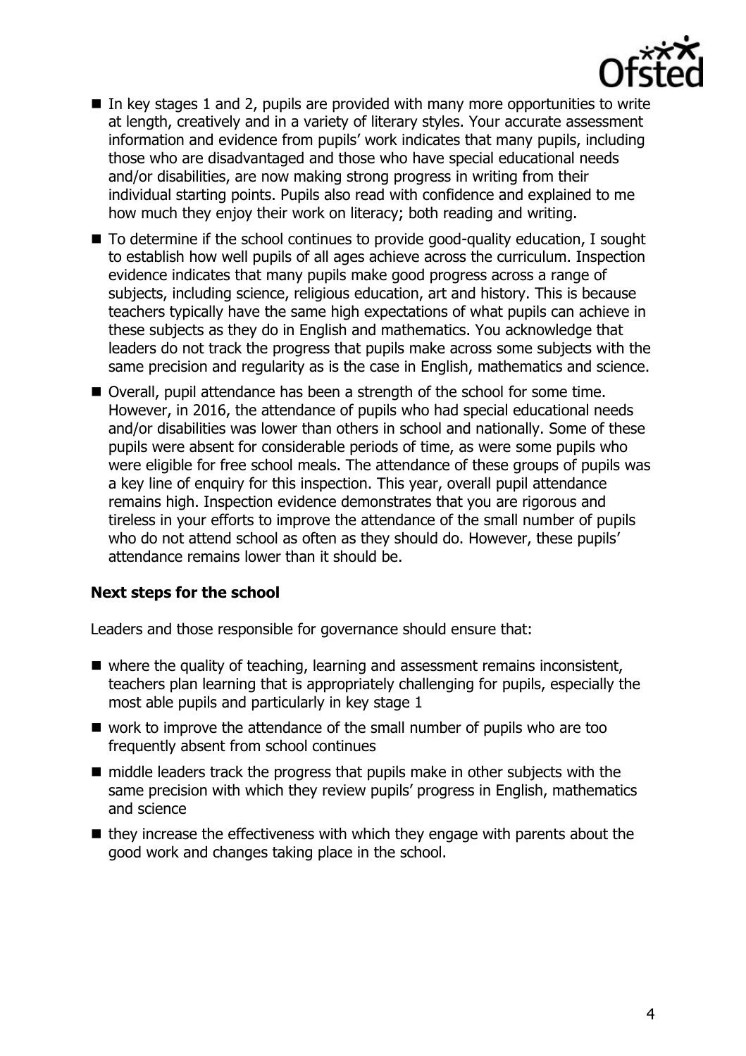- In key stages 1 and 2, pupils are provided with many more opportunities to write at length, creatively and in a variety of literary styles. Your accurate assessment information and evidence from pupils' work indicates that many pupils, including those who are disadvantaged and those who have special educational needs and/or disabilities, are now making strong progress in writing from their individual starting points. Pupils also read with confidence and explained to me how much they enjoy their work on literacy; both reading and writing.
- To determine if the school continues to provide good-quality education, I sought to establish how well pupils of all ages achieve across the curriculum. Inspection evidence indicates that many pupils make good progress across a range of subjects, including science, religious education, art and history. This is because teachers typically have the same high expectations of what pupils can achieve in these subjects as they do in English and mathematics. You acknowledge that leaders do not track the progress that pupils make across some subjects with the same precision and regularity as is the case in English, mathematics and science.
- Overall, pupil attendance has been a strength of the school for some time. However, in 2016, the attendance of pupils who had special educational needs and/or disabilities was lower than others in school and nationally. Some of these pupils were absent for considerable periods of time, as were some pupils who were eligible for free school meals. The attendance of these groups of pupils was a key line of enquiry for this inspection. This year, overall pupil attendance remains high. Inspection evidence demonstrates that you are rigorous and tireless in your efforts to improve the attendance of the small number of pupils who do not attend school as often as they should do. However, these pupils' attendance remains lower than it should be.

### Next steps for the school

Leaders and those responsible for governance should ensure that:

- where the quality of teaching, learning and assessment remains inconsistent, teachers plan learning that is appropriately challenging for pupils, especially the most able pupils and particularly in key stage 1
- work to improve the attendance of the small number of pupils who are too frequently absent from school continues
- middle leaders track the progress that pupils make in other subjects with the same precision with which they review pupils' progress in English, mathematics and science
- they increase the effectiveness with which they engage with parents about the good work and changes taking place in the school.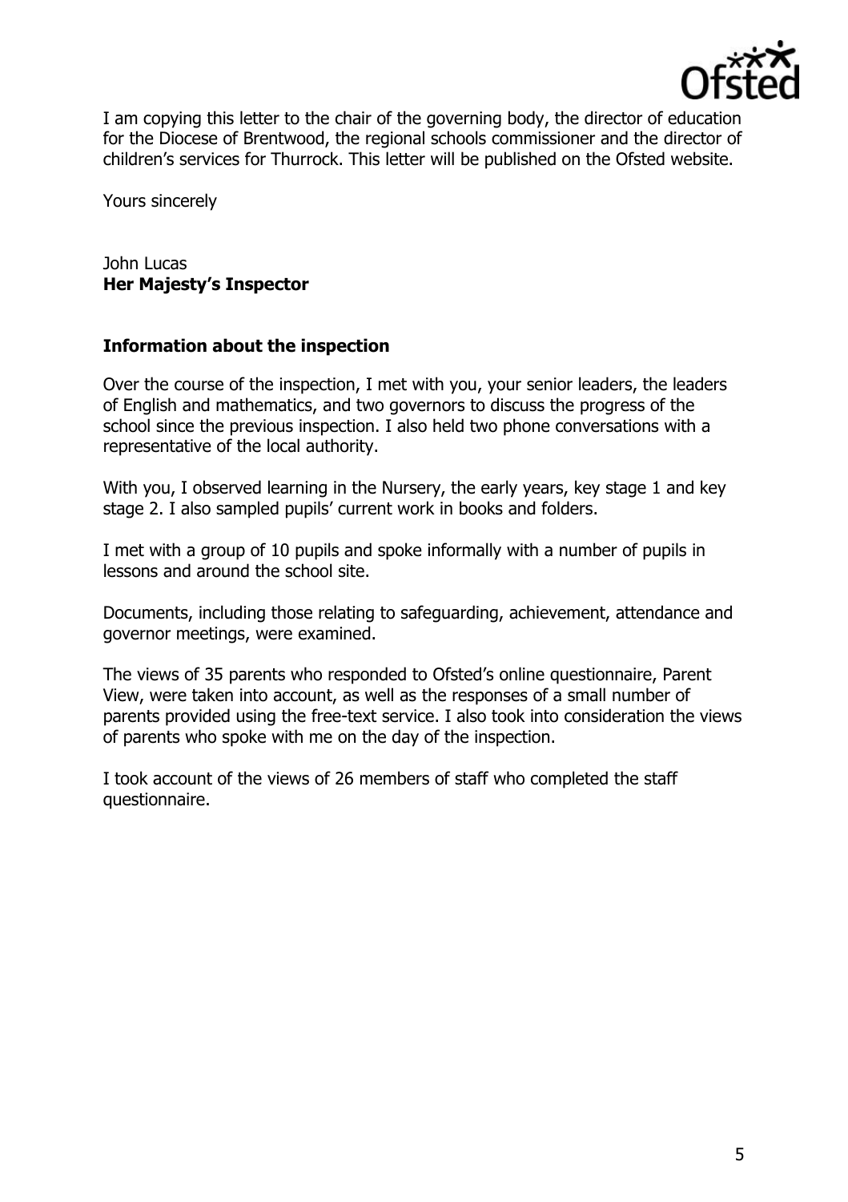I am copying this letter to the chair of the governing body, the director of education for the Diocese of Brentwood, the regional schools commissioner and the director of children's services for Thurrock. This letter will be published on the Ofsted website.

Yours sincerely

John Lucas
**Her Majesty's Inspector**

## Information about the inspection

Over the course of the inspection, I met with you, your senior leaders, the leaders of English and mathematics, and two governors to discuss the progress of the school since the previous inspection. I also held two phone conversations with a representative of the local authority.

With you, I observed learning in the Nursery, the early years, key stage 1 and key stage 2. I also sampled pupils' current work in books and folders.

I met with a group of 10 pupils and spoke informally with a number of pupils in lessons and around the school site.

Documents, including those relating to safeguarding, achievement, attendance and governor meetings, were examined.

The views of 35 parents who responded to Ofsted's online questionnaire, Parent View, were taken into account, as well as the responses of a small number of parents provided using the free-text service. I also took into consideration the views of parents who spoke with me on the day of the inspection.

I took account of the views of 26 members of staff who completed the staff questionnaire.